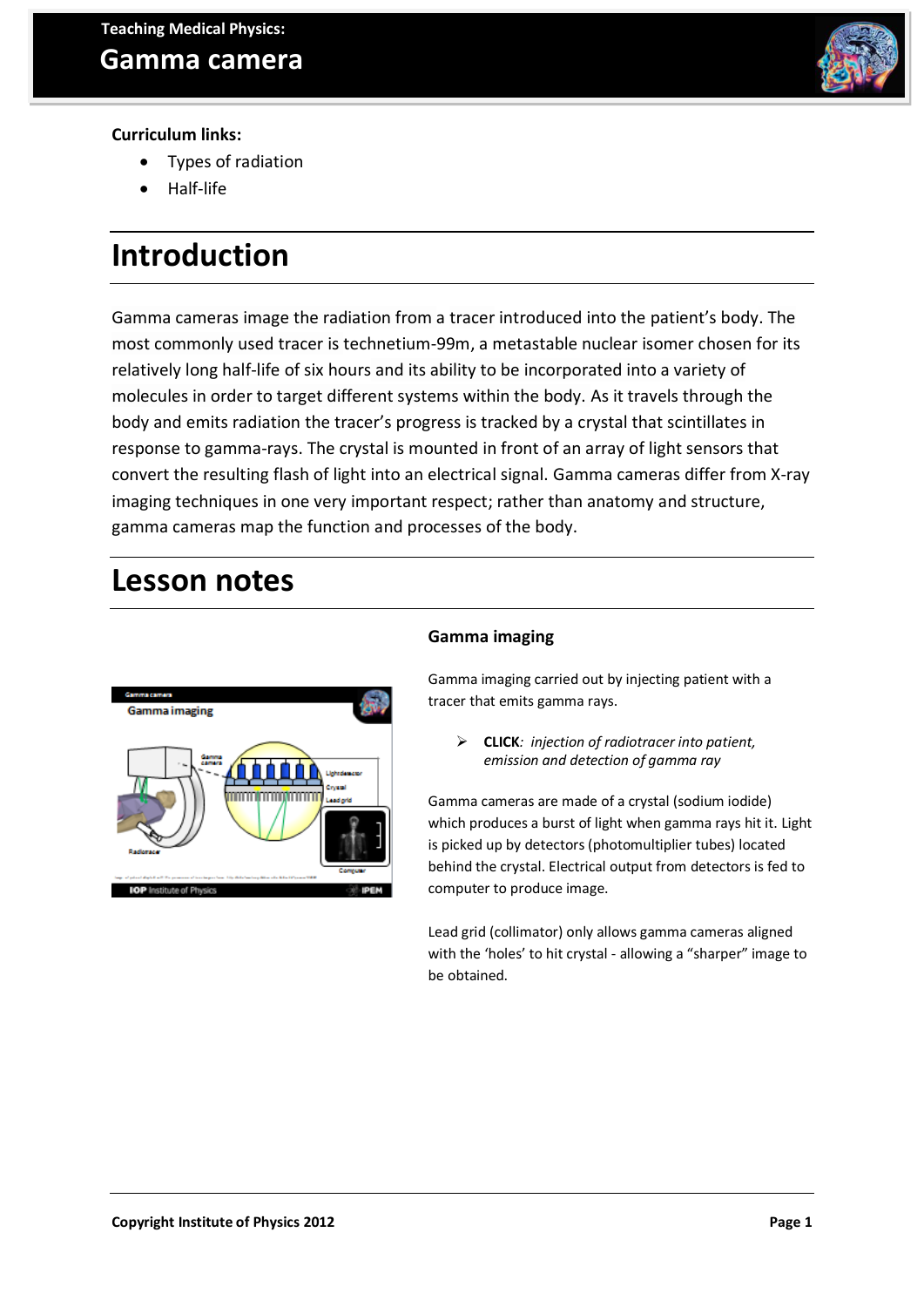**Teaching Medical Physics:**

# Gamma camera

**Curriculum links:**

- Types of radiation
- Half-life

## Introduction

Gamma cameras image the radiation from a tracer introduced into the patient's body. The most commonly used tracer is technetium-99m, a metastable nuclear isomer chosen for its relatively long half-life of six hours and its ability to be incorporated into a variety of molecules in order to target different systems within the body. As it travels through the body and emits radiation the tracer's progress is tracked by a crystal that scintillates in response to gamma-rays. The crystal is mounted in front of an array of light sensors that convert the resulting flash of light into an electrical signal. Gamma cameras differ from X-ray imaging techniques in one very important respect; rather than anatomy and structure, gamma cameras map the function and processes of the body.

## Lesson notes

### Gamma imaging

Gamma imaging carried out by injecting patient with a tracer that emits gamma rays.

> **CLICK**: *injection of radiotracer into patient, emission and detection of gamma ray*

Gamma cameras are made of a crystal (sodium iodide) which produces a burst of light when gamma rays hit it. Light is picked up by detectors (photomultiplier tubes) located behind the crystal. Electrical output from detectors is fed to computer to produce image.

Lead grid (collimator) only allows gamma cameras aligned with the 'holes' to hit crystal - allowing a "sharper" image to be obtained.

**Copyright Institute of Physics 2012**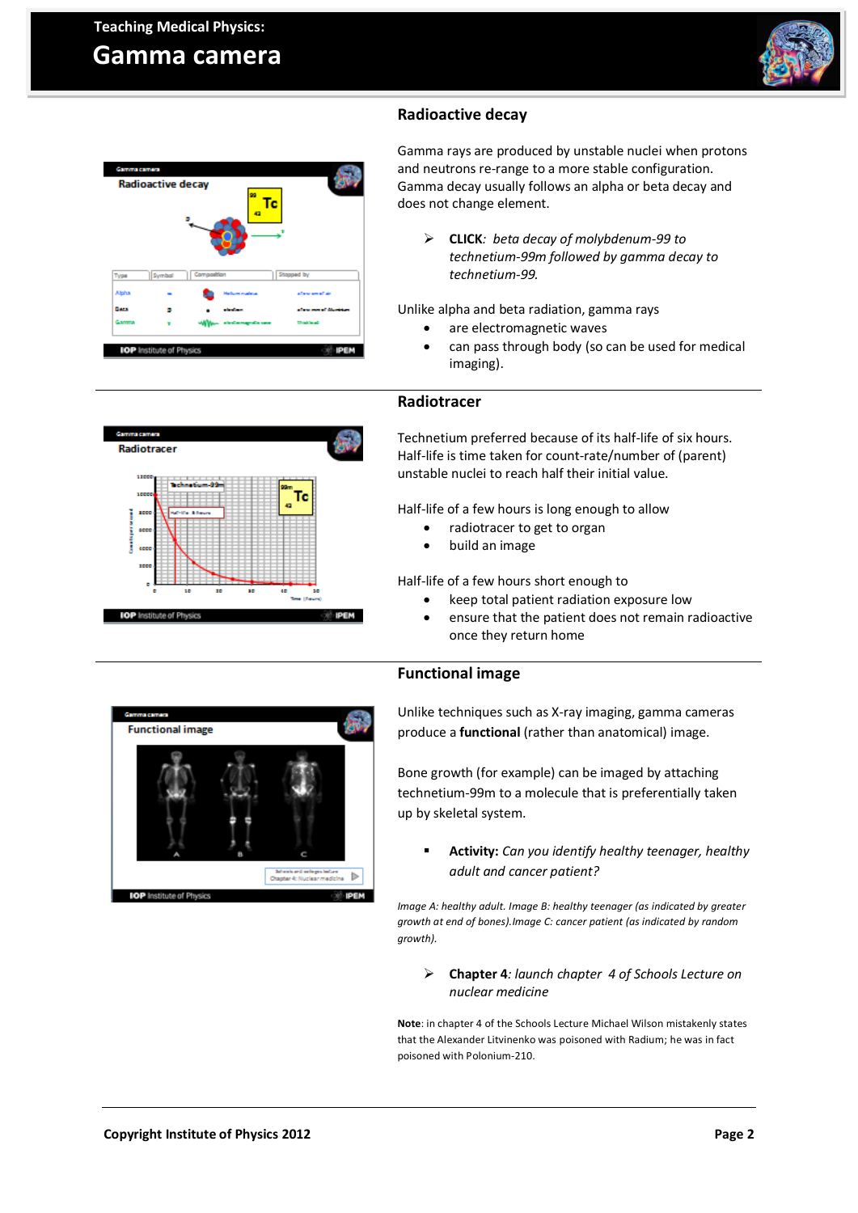## Radioactive decay

Gamma rays are produced by unstable nuclei when protons and neutrons re-range to a more stable configuration. Gamma decay usually follows an alpha or beta decay and does not change element.

- **CLICK**: *beta decay of molybdenum-99 to technetium-99m followed by gamma decay to technetium-99.*

Unlike alpha and beta radiation, gamma rays

- are electromagnetic waves
- can pass through body (so can be used for medical imaging).

## Radiotracer

Technetium preferred because of its half-life of six hours. Half-life is time taken for count-rate/number of (parent) unstable nuclei to reach half their initial value.

Half-life of a few hours is long enough to allow

- radiotracer to get to organ
- build an image

Half-life of a few hours short enough to

- keep total patient radiation exposure low
- ensure that the patient does not remain radioactive once they return home

## Functional image

Unlike techniques such as X-ray imaging, gamma cameras produce a **functional** (rather than anatomical) image.

Bone growth (for example) can be imaged by attaching technetium-99m to a molecule that is preferentially taken up by skeletal system.

- **Activity:** *Can you identify healthy teenager, healthy adult and cancer patient?*

*Image A: healthy adult. Image B: healthy teenager (as indicated by greater growth at end of bones).Image C: cancer patient (as indicated by random growth).*

- **Chapter 4**: *launch chapter 4 of Schools Lecture on nuclear medicine*

**Note**: in chapter 4 of the Schools Lecture Michael Wilson mistakenly states that the Alexander Litvinenko was poisoned with Radium; he was in fact poisoned with Polonium-210.

Copyright Institute of Physics 2012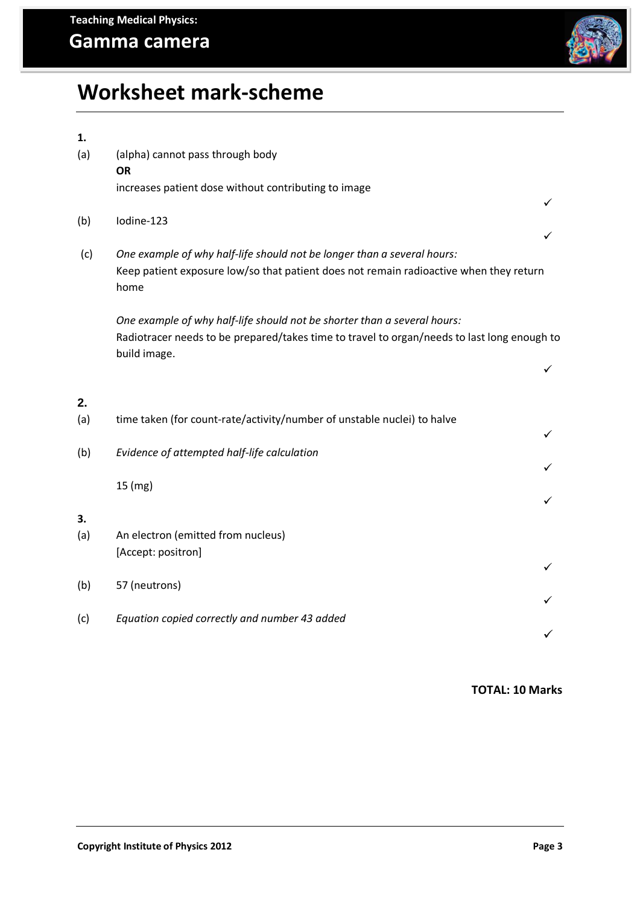# Worksheet mark-scheme

**1.**

(a) (alpha) cannot pass through body
**OR**
increases patient dose without contributing to image ✓

(b) Iodine-123 ✓

(c) *One example of why half-life should not be longer than a several hours:*
Keep patient exposure low/so that patient does not remain radioactive when they return home

*One example of why half-life should not be shorter than a several hours:*
Radiotracer needs to be prepared/takes time to travel to organ/needs to last long enough to build image. ✓

**2.**

(a) time taken (for count-rate/activity/number of unstable nuclei) to halve ✓

(b) *Evidence of attempted half-life calculation* ✓

15 (mg) ✓

**3.**

(a) An electron (emitted from nucleus)
[Accept: positron] ✓

(b) 57 (neutrons) ✓

(c) *Equation copied correctly and number 43 added* ✓

**TOTAL: 10 Marks**